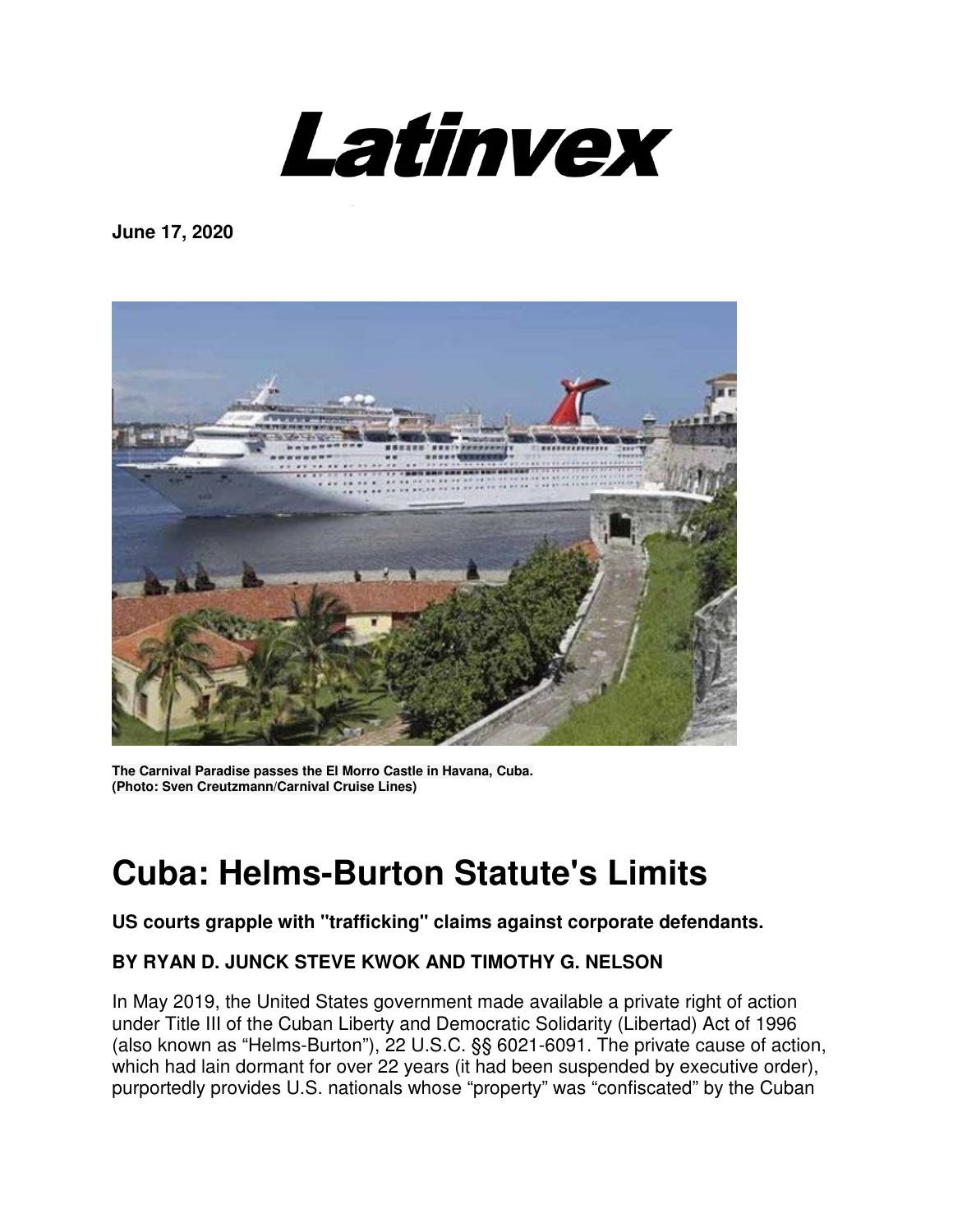# Latinvex

**June 17, 2020**

**The Carnival Paradise passes the El Morro Castle in Havana, Cuba. (Photo: Sven Creutzmann/Carnival Cruise Lines)**

# Cuba: Helms-Burton Statute's Limits

**US courts grapple with "trafficking" claims against corporate defendants.**

**BY RYAN D. JUNCK STEVE KWOK AND TIMOTHY G. NELSON**

In May 2019, the United States government made available a private right of action under Title III of the Cuban Liberty and Democratic Solidarity (Libertad) Act of 1996 (also known as "Helms-Burton"), 22 U.S.C. §§ 6021-6091. The private cause of action, which had lain dormant for over 22 years (it had been suspended by executive order), purportedly provides U.S. nationals whose "property" was "confiscated" by the Cuban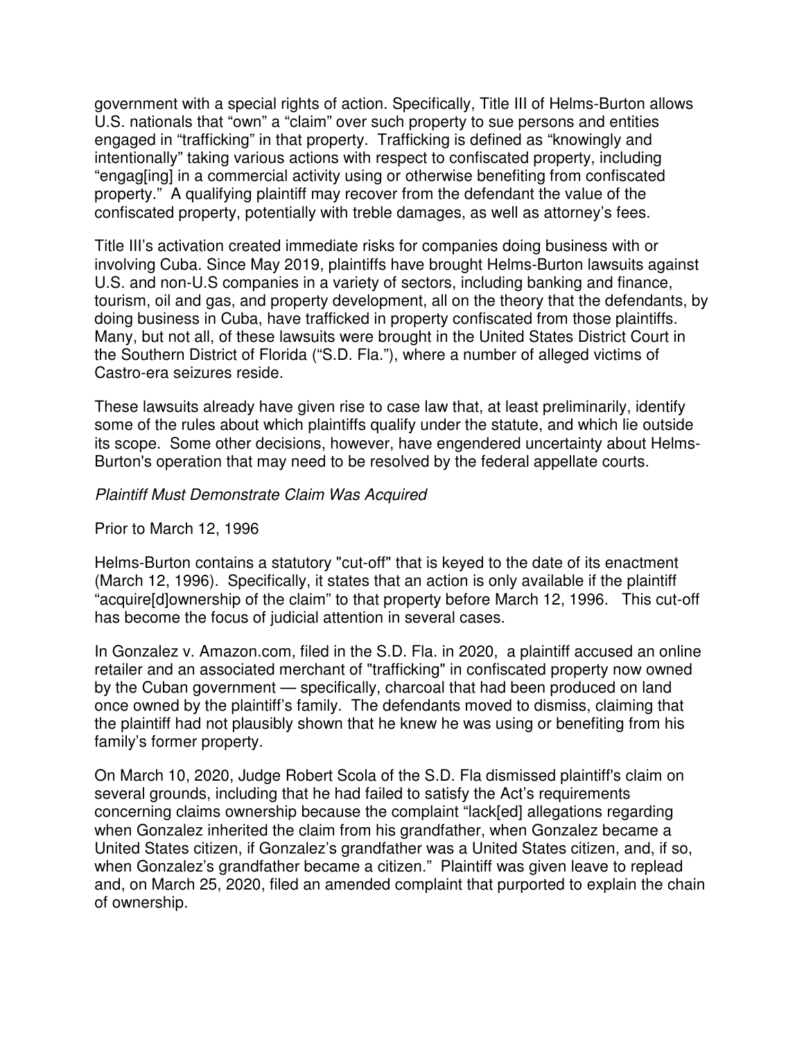government with a special rights of action. Specifically, Title III of Helms-Burton allows U.S. nationals that "own" a "claim" over such property to sue persons and entities engaged in "trafficking" in that property. Trafficking is defined as "knowingly and intentionally" taking various actions with respect to confiscated property, including "engag[ing] in a commercial activity using or otherwise benefiting from confiscated property." A qualifying plaintiff may recover from the defendant the value of the confiscated property, potentially with treble damages, as well as attorney's fees.

Title III's activation created immediate risks for companies doing business with or involving Cuba. Since May 2019, plaintiffs have brought Helms-Burton lawsuits against U.S. and non-U.S companies in a variety of sectors, including banking and finance, tourism, oil and gas, and property development, all on the theory that the defendants, by doing business in Cuba, have trafficked in property confiscated from those plaintiffs. Many, but not all, of these lawsuits were brought in the United States District Court in the Southern District of Florida ("S.D. Fla."), where a number of alleged victims of Castro-era seizures reside.

These lawsuits already have given rise to case law that, at least preliminarily, identify some of the rules about which plaintiffs qualify under the statute, and which lie outside its scope. Some other decisions, however, have engendered uncertainty about Helms-Burton's operation that may need to be resolved by the federal appellate courts.

*Plaintiff Must Demonstrate Claim Was Acquired*

Prior to March 12, 1996

Helms-Burton contains a statutory "cut-off" that is keyed to the date of its enactment (March 12, 1996). Specifically, it states that an action is only available if the plaintiff "acquire[d]ownership of the claim" to that property before March 12, 1996. This cut-off has become the focus of judicial attention in several cases.

In Gonzalez v. Amazon.com, filed in the S.D. Fla. in 2020, a plaintiff accused an online retailer and an associated merchant of "trafficking" in confiscated property now owned by the Cuban government — specifically, charcoal that had been produced on land once owned by the plaintiff's family. The defendants moved to dismiss, claiming that the plaintiff had not plausibly shown that he knew he was using or benefiting from his family's former property.

On March 10, 2020, Judge Robert Scola of the S.D. Fla dismissed plaintiff's claim on several grounds, including that he had failed to satisfy the Act's requirements concerning claims ownership because the complaint "lack[ed] allegations regarding when Gonzalez inherited the claim from his grandfather, when Gonzalez became a United States citizen, if Gonzalez's grandfather was a United States citizen, and, if so, when Gonzalez's grandfather became a citizen." Plaintiff was given leave to replead and, on March 25, 2020, filed an amended complaint that purported to explain the chain of ownership.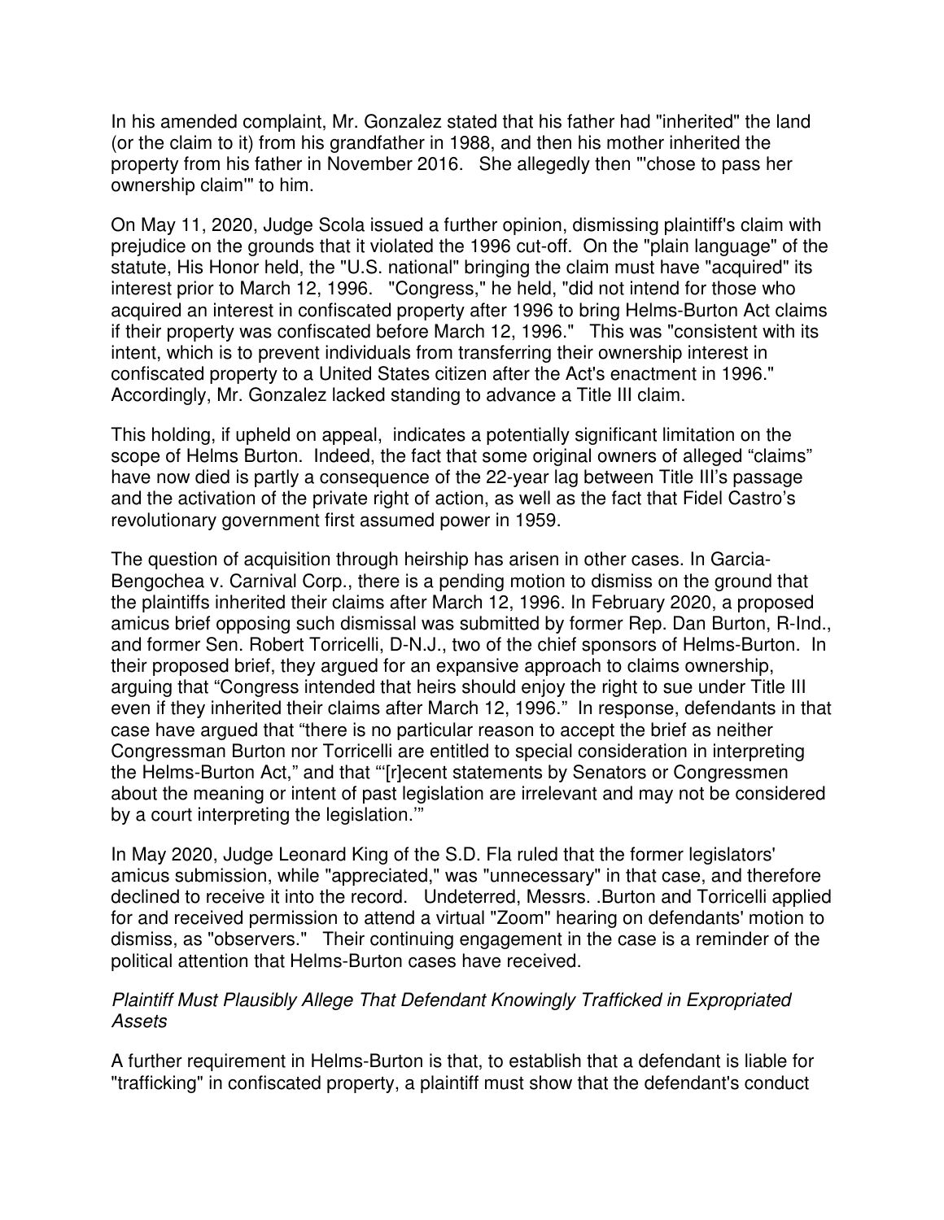In his amended complaint, Mr. Gonzalez stated that his father had "inherited" the land (or the claim to it) from his grandfather in 1988, and then his mother inherited the property from his father in November 2016. She allegedly then "'chose to pass her ownership claim'" to him.

On May 11, 2020, Judge Scola issued a further opinion, dismissing plaintiff's claim with prejudice on the grounds that it violated the 1996 cut-off. On the "plain language" of the statute, His Honor held, the "U.S. national" bringing the claim must have "acquired" its interest prior to March 12, 1996. "Congress," he held, "did not intend for those who acquired an interest in confiscated property after 1996 to bring Helms-Burton Act claims if their property was confiscated before March 12, 1996." This was "consistent with its intent, which is to prevent individuals from transferring their ownership interest in confiscated property to a United States citizen after the Act's enactment in 1996." Accordingly, Mr. Gonzalez lacked standing to advance a Title III claim.

This holding, if upheld on appeal, indicates a potentially significant limitation on the scope of Helms Burton. Indeed, the fact that some original owners of alleged "claims" have now died is partly a consequence of the 22-year lag between Title III's passage and the activation of the private right of action, as well as the fact that Fidel Castro's revolutionary government first assumed power in 1959.

The question of acquisition through heirship has arisen in other cases. In Garcia-Bengochea v. Carnival Corp., there is a pending motion to dismiss on the ground that the plaintiffs inherited their claims after March 12, 1996. In February 2020, a proposed amicus brief opposing such dismissal was submitted by former Rep. Dan Burton, R-Ind., and former Sen. Robert Torricelli, D-N.J., two of the chief sponsors of Helms-Burton. In their proposed brief, they argued for an expansive approach to claims ownership, arguing that "Congress intended that heirs should enjoy the right to sue under Title III even if they inherited their claims after March 12, 1996." In response, defendants in that case have argued that "there is no particular reason to accept the brief as neither Congressman Burton nor Torricelli are entitled to special consideration in interpreting the Helms-Burton Act," and that "'[r]ecent statements by Senators or Congressmen about the meaning or intent of past legislation are irrelevant and may not be considered by a court interpreting the legislation.'"

In May 2020, Judge Leonard King of the S.D. Fla ruled that the former legislators' amicus submission, while "appreciated," was "unnecessary" in that case, and therefore declined to receive it into the record. Undeterred, Messrs. .Burton and Torricelli applied for and received permission to attend a virtual "Zoom" hearing on defendants' motion to dismiss, as "observers." Their continuing engagement in the case is a reminder of the political attention that Helms-Burton cases have received.

*Plaintiff Must Plausibly Allege That Defendant Knowingly Trafficked in Expropriated Assets*

A further requirement in Helms-Burton is that, to establish that a defendant is liable for "trafficking" in confiscated property, a plaintiff must show that the defendant's conduct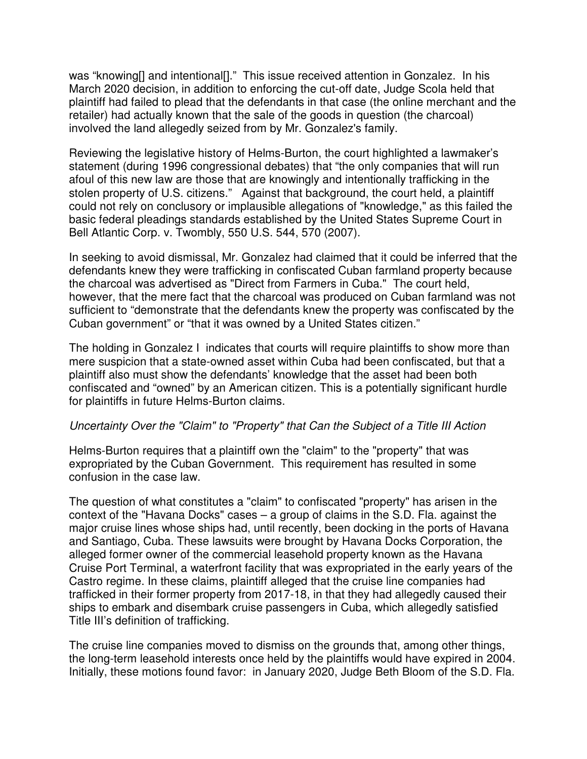was "knowing[] and intentional[]." This issue received attention in Gonzalez. In his March 2020 decision, in addition to enforcing the cut-off date, Judge Scola held that plaintiff had failed to plead that the defendants in that case (the online merchant and the retailer) had actually known that the sale of the goods in question (the charcoal) involved the land allegedly seized from by Mr. Gonzalez's family.

Reviewing the legislative history of Helms-Burton, the court highlighted a lawmaker's statement (during 1996 congressional debates) that "the only companies that will run afoul of this new law are those that are knowingly and intentionally trafficking in the stolen property of U.S. citizens." Against that background, the court held, a plaintiff could not rely on conclusory or implausible allegations of "knowledge," as this failed the basic federal pleadings standards established by the United States Supreme Court in Bell Atlantic Corp. v. Twombly, 550 U.S. 544, 570 (2007).

In seeking to avoid dismissal, Mr. Gonzalez had claimed that it could be inferred that the defendants knew they were trafficking in confiscated Cuban farmland property because the charcoal was advertised as "Direct from Farmers in Cuba." The court held, however, that the mere fact that the charcoal was produced on Cuban farmland was not sufficient to "demonstrate that the defendants knew the property was confiscated by the Cuban government" or "that it was owned by a United States citizen."

The holding in Gonzalez I indicates that courts will require plaintiffs to show more than mere suspicion that a state-owned asset within Cuba had been confiscated, but that a plaintiff also must show the defendants' knowledge that the asset had been both confiscated and "owned" by an American citizen. This is a potentially significant hurdle for plaintiffs in future Helms-Burton claims.

*Uncertainty Over the "Claim" to "Property" that Can the Subject of a Title III Action*

Helms-Burton requires that a plaintiff own the "claim" to the "property" that was expropriated by the Cuban Government. This requirement has resulted in some confusion in the case law.

The question of what constitutes a "claim" to confiscated "property" has arisen in the context of the "Havana Docks" cases – a group of claims in the S.D. Fla. against the major cruise lines whose ships had, until recently, been docking in the ports of Havana and Santiago, Cuba. These lawsuits were brought by Havana Docks Corporation, the alleged former owner of the commercial leasehold property known as the Havana Cruise Port Terminal, a waterfront facility that was expropriated in the early years of the Castro regime. In these claims, plaintiff alleged that the cruise line companies had trafficked in their former property from 2017-18, in that they had allegedly caused their ships to embark and disembark cruise passengers in Cuba, which allegedly satisfied Title III's definition of trafficking.

The cruise line companies moved to dismiss on the grounds that, among other things, the long-term leasehold interests once held by the plaintiffs would have expired in 2004. Initially, these motions found favor: in January 2020, Judge Beth Bloom of the S.D. Fla.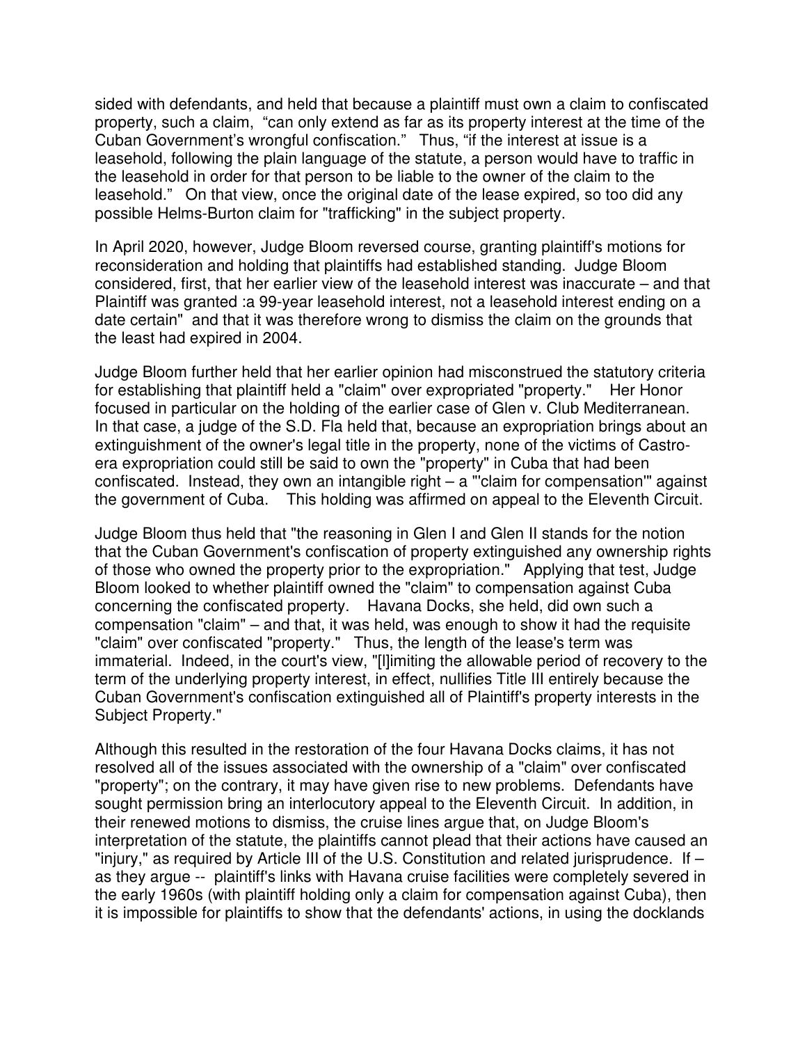sided with defendants, and held that because a plaintiff must own a claim to confiscated property, such a claim, "can only extend as far as its property interest at the time of the Cuban Government's wrongful confiscation." Thus, "if the interest at issue is a leasehold, following the plain language of the statute, a person would have to traffic in the leasehold in order for that person to be liable to the owner of the claim to the leasehold." On that view, once the original date of the lease expired, so too did any possible Helms-Burton claim for "trafficking" in the subject property.

In April 2020, however, Judge Bloom reversed course, granting plaintiff's motions for reconsideration and holding that plaintiffs had established standing. Judge Bloom considered, first, that her earlier view of the leasehold interest was inaccurate – and that Plaintiff was granted :a 99-year leasehold interest, not a leasehold interest ending on a date certain" and that it was therefore wrong to dismiss the claim on the grounds that the least had expired in 2004.

Judge Bloom further held that her earlier opinion had misconstrued the statutory criteria for establishing that plaintiff held a "claim" over expropriated "property." Her Honor focused in particular on the holding of the earlier case of Glen v. Club Mediterranean. In that case, a judge of the S.D. Fla held that, because an expropriation brings about an extinguishment of the owner's legal title in the property, none of the victims of Castro-era expropriation could still be said to own the "property" in Cuba that had been confiscated. Instead, they own an intangible right – a "'claim for compensation'" against the government of Cuba. This holding was affirmed on appeal to the Eleventh Circuit.

Judge Bloom thus held that "the reasoning in Glen I and Glen II stands for the notion that the Cuban Government's confiscation of property extinguished any ownership rights of those who owned the property prior to the expropriation." Applying that test, Judge Bloom looked to whether plaintiff owned the "claim" to compensation against Cuba concerning the confiscated property. Havana Docks, she held, did own such a compensation "claim" – and that, it was held, was enough to show it had the requisite "claim" over confiscated "property." Thus, the length of the lease's term was immaterial. Indeed, in the court's view, "[l]imiting the allowable period of recovery to the term of the underlying property interest, in effect, nullifies Title III entirely because the Cuban Government's confiscation extinguished all of Plaintiff's property interests in the Subject Property."

Although this resulted in the restoration of the four Havana Docks claims, it has not resolved all of the issues associated with the ownership of a "claim" over confiscated "property"; on the contrary, it may have given rise to new problems. Defendants have sought permission bring an interlocutory appeal to the Eleventh Circuit. In addition, in their renewed motions to dismiss, the cruise lines argue that, on Judge Bloom's interpretation of the statute, the plaintiffs cannot plead that their actions have caused an "injury," as required by Article III of the U.S. Constitution and related jurisprudence. If – as they argue -- plaintiff's links with Havana cruise facilities were completely severed in the early 1960s (with plaintiff holding only a claim for compensation against Cuba), then it is impossible for plaintiffs to show that the defendants' actions, in using the docklands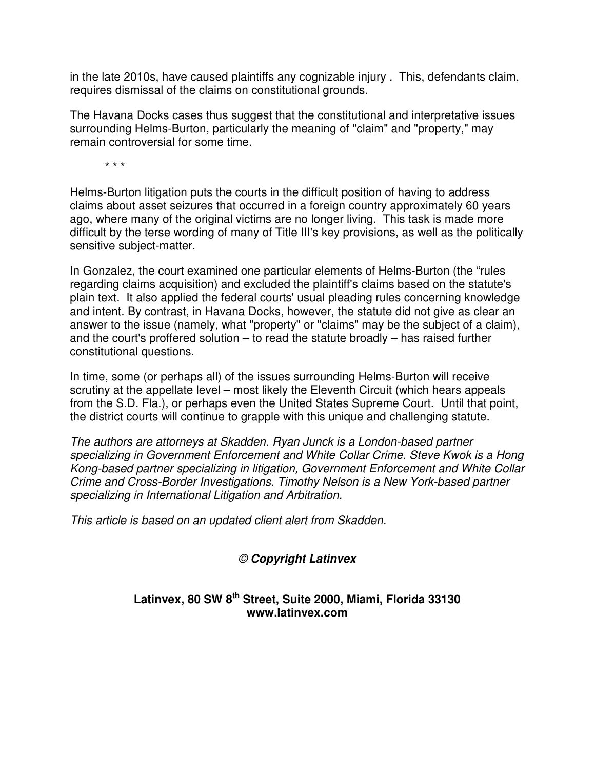in the late 2010s, have caused plaintiffs any cognizable injury . This, defendants claim, requires dismissal of the claims on constitutional grounds.

The Havana Docks cases thus suggest that the constitutional and interpretative issues surrounding Helms-Burton, particularly the meaning of "claim" and "property," may remain controversial for some time.

\* \* \*

Helms-Burton litigation puts the courts in the difficult position of having to address claims about asset seizures that occurred in a foreign country approximately 60 years ago, where many of the original victims are no longer living. This task is made more difficult by the terse wording of many of Title III's key provisions, as well as the politically sensitive subject-matter.

In Gonzalez, the court examined one particular elements of Helms-Burton (the "rules regarding claims acquisition) and excluded the plaintiff's claims based on the statute's plain text. It also applied the federal courts' usual pleading rules concerning knowledge and intent. By contrast, in Havana Docks, however, the statute did not give as clear an answer to the issue (namely, what "property" or "claims" may be the subject of a claim), and the court's proffered solution – to read the statute broadly – has raised further constitutional questions.

In time, some (or perhaps all) of the issues surrounding Helms-Burton will receive scrutiny at the appellate level – most likely the Eleventh Circuit (which hears appeals from the S.D. Fla.), or perhaps even the United States Supreme Court. Until that point, the district courts will continue to grapple with this unique and challenging statute.

*The authors are attorneys at Skadden. Ryan Junck is a London-based partner specializing in Government Enforcement and White Collar Crime. Steve Kwok is a Hong Kong-based partner specializing in litigation, Government Enforcement and White Collar Crime and Cross-Border Investigations. Timothy Nelson is a New York-based partner specializing in International Litigation and Arbitration.*

*This article is based on an updated client alert from Skadden.*

***© Copyright Latinvex***

**Latinvex, 80 SW 8th Street, Suite 2000, Miami, Florida 33130**
**www.latinvex.com**